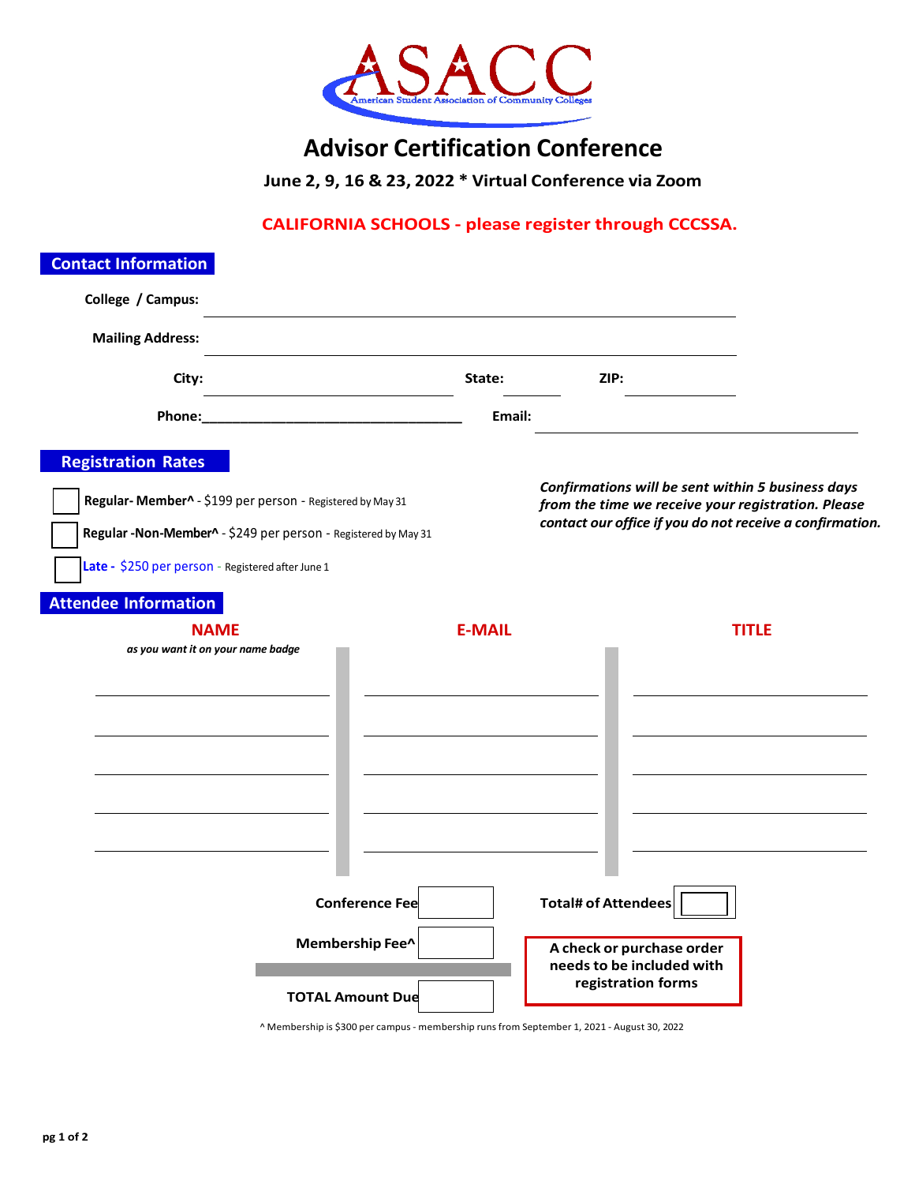# ASACC

American Student Association of Community Colleges

# Advisor Certification Conference

**June 2, 9, 16 & 23, 2022 * Virtual Conference via Zoom**

**CALIFORNIA SCHOOLS - please register through CCCSSA.**

## Contact Information

**College / Campus:** ______________________________

**Mailing Address:** ______________________________

**City:** ____________________ **State:** ________ **ZIP:** ____________

**Phone:** ______________________________ **Email:** ______________________________

## Registration Rates

☐ **Regular- Member^** - $199 per person - Registered by May 31

☐ **Regular -Non-Member^** - $249 per person - Registered by May 31

☐ **Late -** $250 per person - Registered after June 1

***Confirmations will be sent within 5 business days from the time we receive your registration. Please contact our office if you do not receive a confirmation.***

## Attendee Information

| NAME *as you want it on your name badge* | E-MAIL | TITLE |
|---|---|---|
| | | |
| | | |
| | | |
| | | |
| | | |

**Conference Fee** ________ **Total# of Attendees** ________

**Membership Fee^** ________

**TOTAL Amount Due** ________

**A check or purchase order needs to be included with registration forms**

^ Membership is $300 per campus - membership runs from September 1, 2021 - August 30, 2022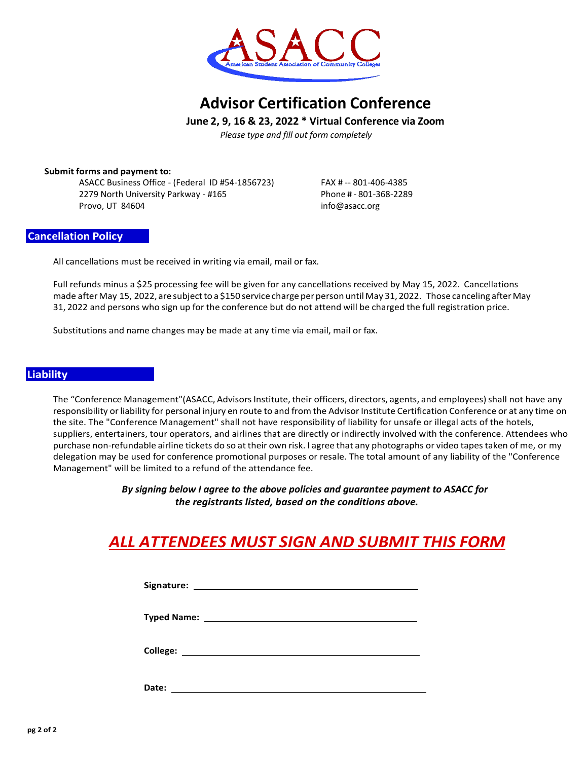ASACC

American Student Association of Community Colleges

# Advisor Certification Conference

**June 2, 9, 16 & 23, 2022 * Virtual Conference via Zoom**

*Please type and fill out form completely*

**Submit forms and payment to:**

ASACC Business Office - (Federal ID #54-1856723)
2279 North University Parkway - #165
Provo, UT 84604

FAX # -- 801-406-4385
Phone # - 801-368-2289
info@asacc.org

## Cancellation Policy

All cancellations must be received in writing via email, mail or fax.

Full refunds minus a $25 processing fee will be given for any cancellations received by May 15, 2022. Cancellations made after May 15, 2022, are subject to a $150 service charge per person until May 31, 2022. Those canceling after May 31, 2022 and persons who sign up for the conference but do not attend will be charged the full registration price.

Substitutions and name changes may be made at any time via email, mail or fax.

## Liability

The "Conference Management"(ASACC, Advisors Institute, their officers, directors, agents, and employees) shall not have any responsibility or liability for personal injury en route to and from the Advisor Institute Certification Conference or at any time on the site. The "Conference Management" shall not have responsibility of liability for unsafe or illegal acts of the hotels, suppliers, entertainers, tour operators, and airlines that are directly or indirectly involved with the conference. Attendees who purchase non-refundable airline tickets do so at their own risk. I agree that any photographs or video tapes taken of me, or my delegation may be used for conference promotional purposes or resale. The total amount of any liability of the "Conference Management" will be limited to a refund of the attendance fee.

***By signing below I agree to the above policies and guarantee payment to ASACC for the registrants listed, based on the conditions above.***

## *ALL ATTENDEES MUST SIGN AND SUBMIT THIS FORM*

**Signature:** ______________________________

**Typed Name:** ______________________________

**College:** ______________________________

**Date:** ______________________________